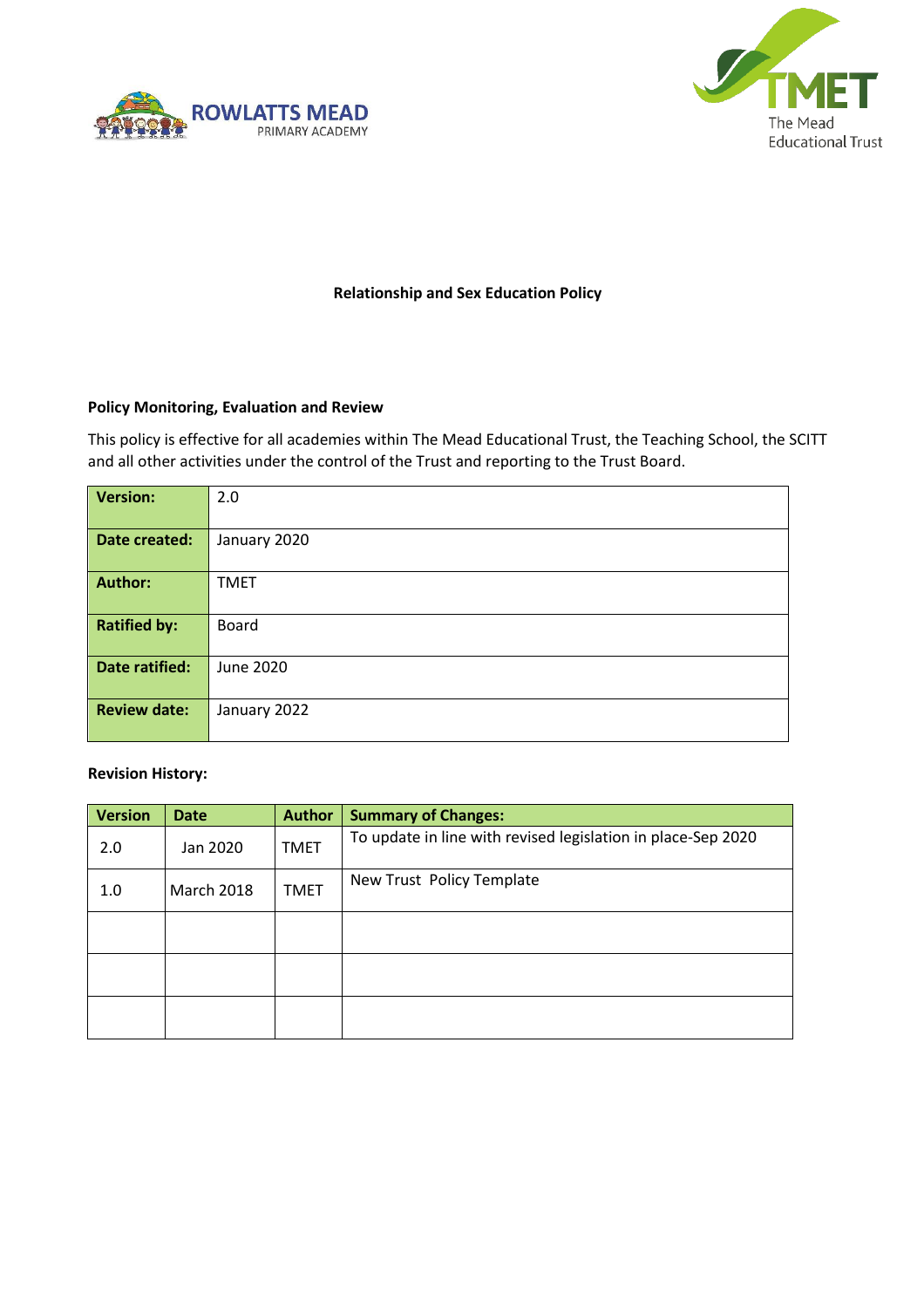ROWLATTS MEAD PRIMARY ACADEMY

TMET The Mead Educational Trust

# Relationship and Sex Education Policy

**Policy Monitoring, Evaluation and Review**

This policy is effective for all academies within The Mead Educational Trust, the Teaching School, the SCITT and all other activities under the control of the Trust and reporting to the Trust Board.

| | |
|---|---|
| **Version:** | 2.0 |
| **Date created:** | January 2020 |
| **Author:** | TMET |
| **Ratified by:** | Board |
| **Date ratified:** | June 2020 |
| **Review date:** | January 2022 |

**Revision History:**

| Version | Date | Author | Summary of Changes: |
|---|---|---|---|
| 2.0 | Jan 2020 | TMET | To update in line with revised legislation in place-Sep 2020 |
| 1.0 | March 2018 | TMET | New Trust Policy Template |
| | | | |
| | | | |
| | | | |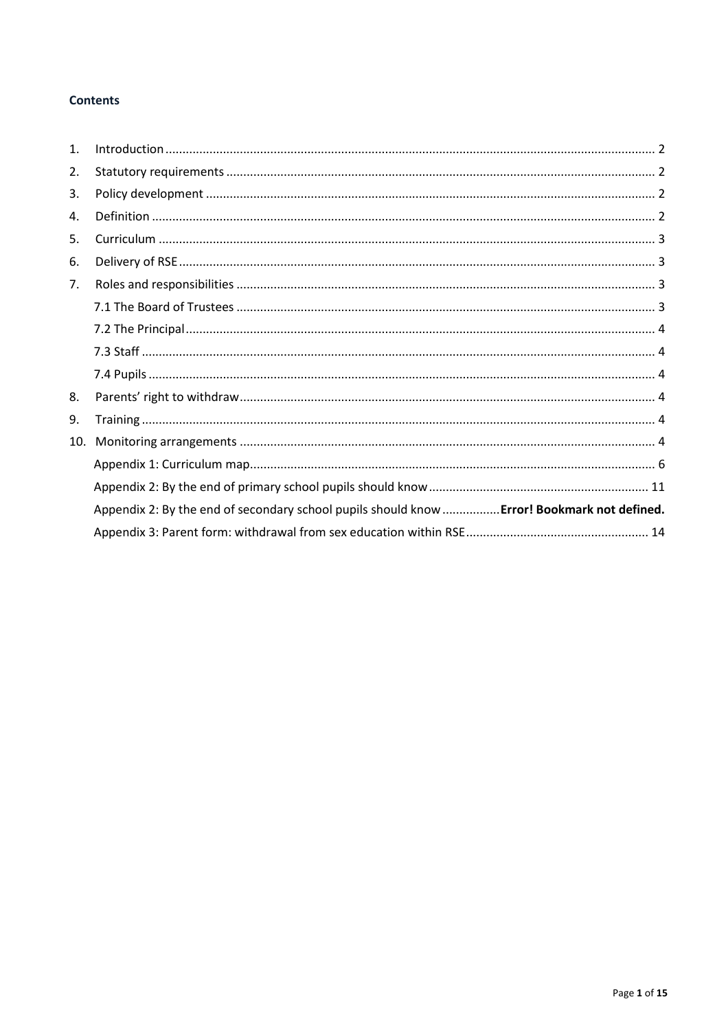**Contents**

1. Introduction ........................................................................................................................................ 2
2. Statutory requirements ...................................................................................................................... 2
3. Policy development ............................................................................................................................ 2
4. Definition ............................................................................................................................................ 2
5. Curriculum .......................................................................................................................................... 3
6. Delivery of RSE .................................................................................................................................... 3
7. Roles and responsibilities ................................................................................................................... 3
   - 7.1 The Board of Trustees ................................................................................................................... 3
   - 7.2 The Principal .................................................................................................................................. 4
   - 7.3 Staff ............................................................................................................................................... 4
   - 7.4 Pupils ............................................................................................................................................. 4
8. Parents' right to withdraw .................................................................................................................. 4
9. Training ............................................................................................................................................... 4
10. Monitoring arrangements .................................................................................................................. 4
    - Appendix 1: Curriculum map................................................................................................................ 6
    - Appendix 2: By the end of primary school pupils should know ......................................................... 11
    - Appendix 2: By the end of secondary school pupils should know .................**Error! Bookmark not defined.**
    - Appendix 3: Parent form: withdrawal from sex education within RSE ............................................... 14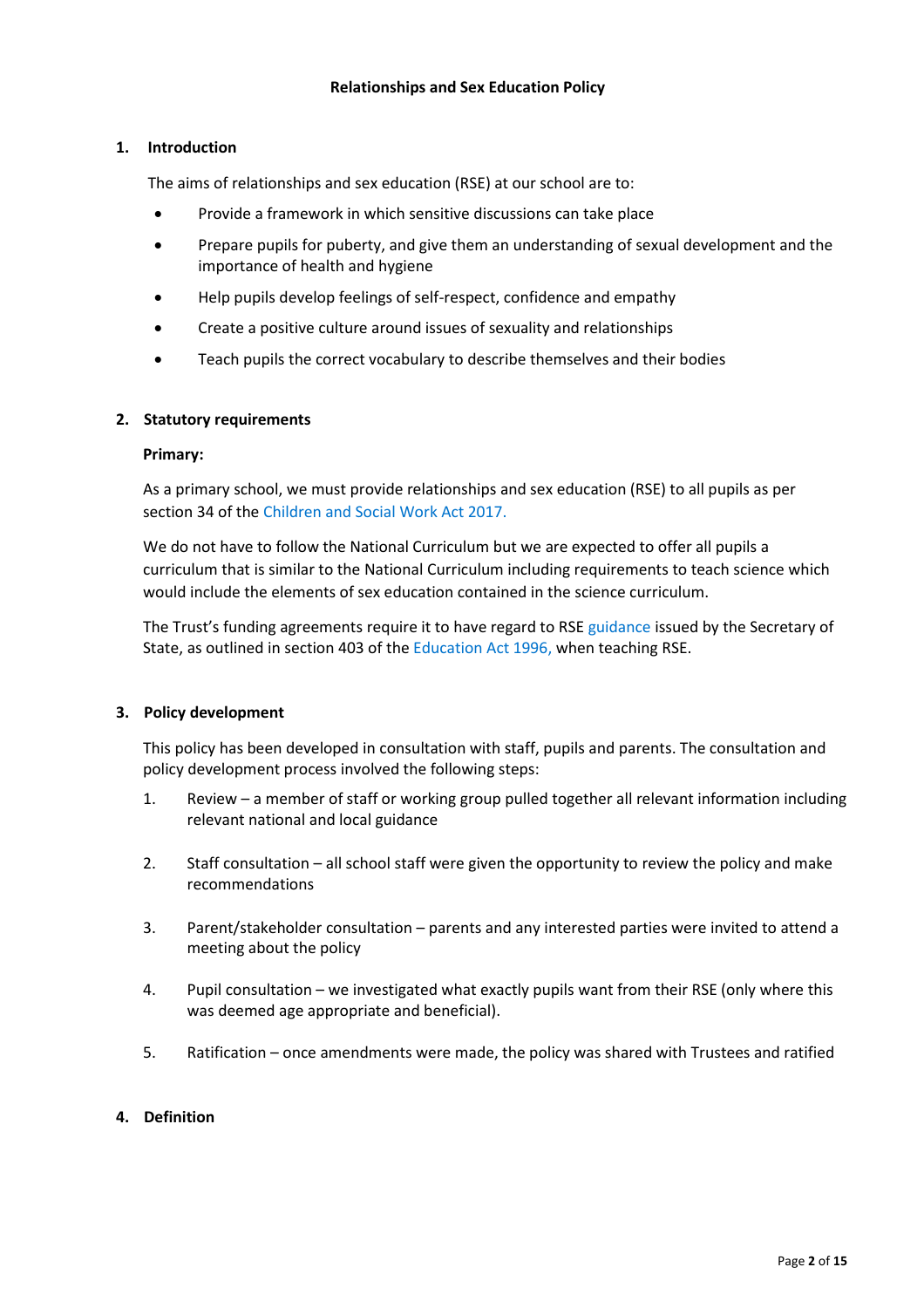**Relationships and Sex Education Policy**

## 1. Introduction

The aims of relationships and sex education (RSE) at our school are to:

- Provide a framework in which sensitive discussions can take place
- Prepare pupils for puberty, and give them an understanding of sexual development and the importance of health and hygiene
- Help pupils develop feelings of self-respect, confidence and empathy
- Create a positive culture around issues of sexuality and relationships
- Teach pupils the correct vocabulary to describe themselves and their bodies

## 2. Statutory requirements

**Primary:**

As a primary school, we must provide relationships and sex education (RSE) to all pupils as per section 34 of the Children and Social Work Act 2017.

We do not have to follow the National Curriculum but we are expected to offer all pupils a curriculum that is similar to the National Curriculum including requirements to teach science which would include the elements of sex education contained in the science curriculum.

The Trust's funding agreements require it to have regard to RSE guidance issued by the Secretary of State, as outlined in section 403 of the Education Act 1996, when teaching RSE.

## 3. Policy development

This policy has been developed in consultation with staff, pupils and parents. The consultation and policy development process involved the following steps:

1. Review – a member of staff or working group pulled together all relevant information including relevant national and local guidance
2. Staff consultation – all school staff were given the opportunity to review the policy and make recommendations
3. Parent/stakeholder consultation – parents and any interested parties were invited to attend a meeting about the policy
4. Pupil consultation – we investigated what exactly pupils want from their RSE (only where this was deemed age appropriate and beneficial).
5. Ratification – once amendments were made, the policy was shared with Trustees and ratified

## 4. Definition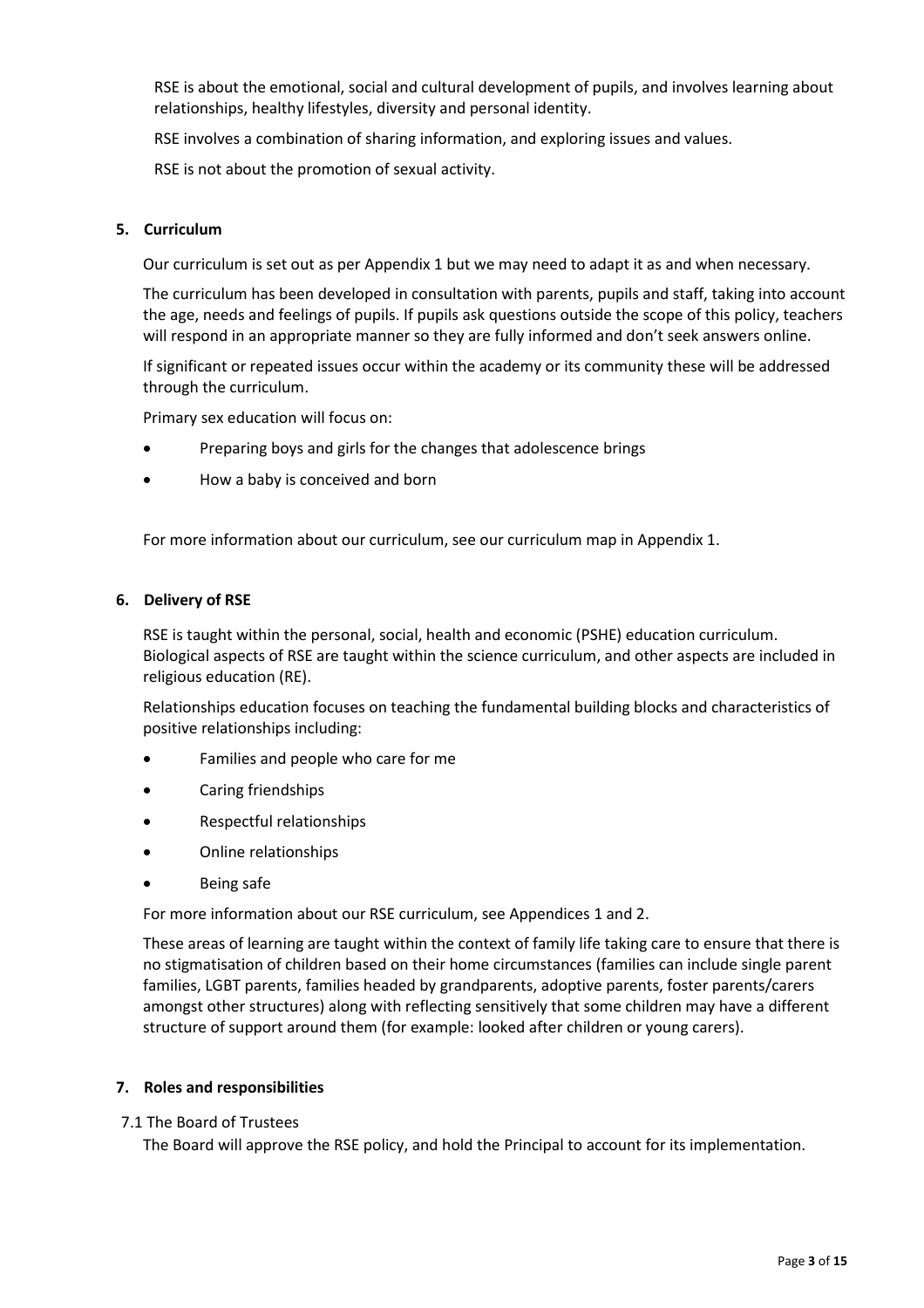RSE is about the emotional, social and cultural development of pupils, and involves learning about relationships, healthy lifestyles, diversity and personal identity.

RSE involves a combination of sharing information, and exploring issues and values.

RSE is not about the promotion of sexual activity.

## 5. Curriculum

Our curriculum is set out as per Appendix 1 but we may need to adapt it as and when necessary.

The curriculum has been developed in consultation with parents, pupils and staff, taking into account the age, needs and feelings of pupils. If pupils ask questions outside the scope of this policy, teachers will respond in an appropriate manner so they are fully informed and don't seek answers online.

If significant or repeated issues occur within the academy or its community these will be addressed through the curriculum.

Primary sex education will focus on:

- Preparing boys and girls for the changes that adolescence brings
- How a baby is conceived and born

For more information about our curriculum, see our curriculum map in Appendix 1.

## 6. Delivery of RSE

RSE is taught within the personal, social, health and economic (PSHE) education curriculum. Biological aspects of RSE are taught within the science curriculum, and other aspects are included in religious education (RE).

Relationships education focuses on teaching the fundamental building blocks and characteristics of positive relationships including:

- Families and people who care for me
- Caring friendships
- Respectful relationships
- Online relationships
- Being safe

For more information about our RSE curriculum, see Appendices 1 and 2.

These areas of learning are taught within the context of family life taking care to ensure that there is no stigmatisation of children based on their home circumstances (families can include single parent families, LGBT parents, families headed by grandparents, adoptive parents, foster parents/carers amongst other structures) along with reflecting sensitively that some children may have a different structure of support around them (for example: looked after children or young carers).

## 7. Roles and responsibilities

### 7.1 The Board of Trustees

The Board will approve the RSE policy, and hold the Principal to account for its implementation.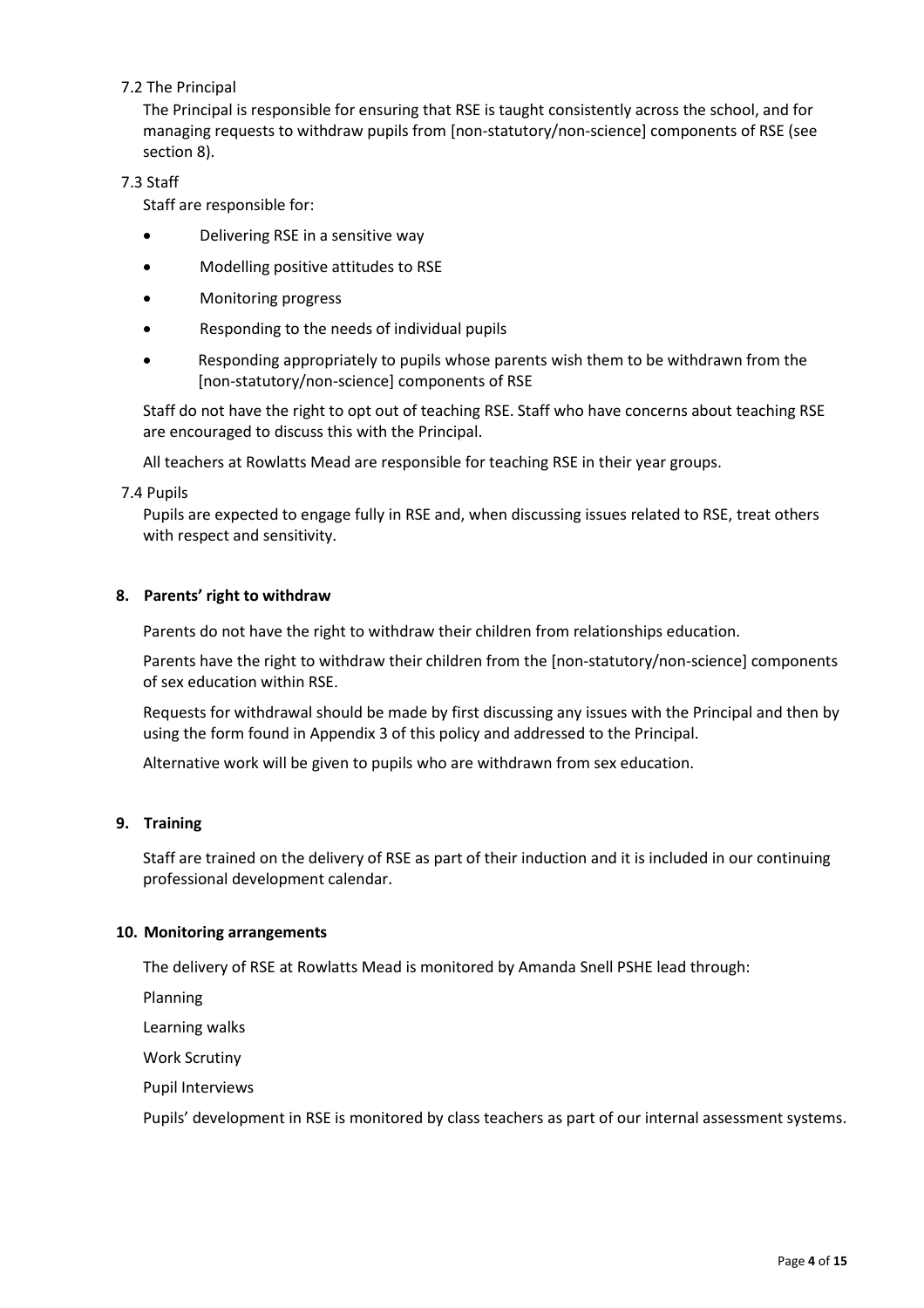7.2 The Principal

The Principal is responsible for ensuring that RSE is taught consistently across the school, and for managing requests to withdraw pupils from [non-statutory/non-science] components of RSE (see section 8).

7.3 Staff

Staff are responsible for:

- Delivering RSE in a sensitive way
- Modelling positive attitudes to RSE
- Monitoring progress
- Responding to the needs of individual pupils
- Responding appropriately to pupils whose parents wish them to be withdrawn from the [non-statutory/non-science] components of RSE

Staff do not have the right to opt out of teaching RSE. Staff who have concerns about teaching RSE are encouraged to discuss this with the Principal.

All teachers at Rowlatts Mead are responsible for teaching RSE in their year groups.

7.4 Pupils

Pupils are expected to engage fully in RSE and, when discussing issues related to RSE, treat others with respect and sensitivity.

## 8. Parents' right to withdraw

Parents do not have the right to withdraw their children from relationships education.

Parents have the right to withdraw their children from the [non-statutory/non-science] components of sex education within RSE.

Requests for withdrawal should be made by first discussing any issues with the Principal and then by using the form found in Appendix 3 of this policy and addressed to the Principal.

Alternative work will be given to pupils who are withdrawn from sex education.

## 9. Training

Staff are trained on the delivery of RSE as part of their induction and it is included in our continuing professional development calendar.

## 10. Monitoring arrangements

The delivery of RSE at Rowlatts Mead is monitored by Amanda Snell PSHE lead through:

Planning

Learning walks

Work Scrutiny

Pupil Interviews

Pupils' development in RSE is monitored by class teachers as part of our internal assessment systems.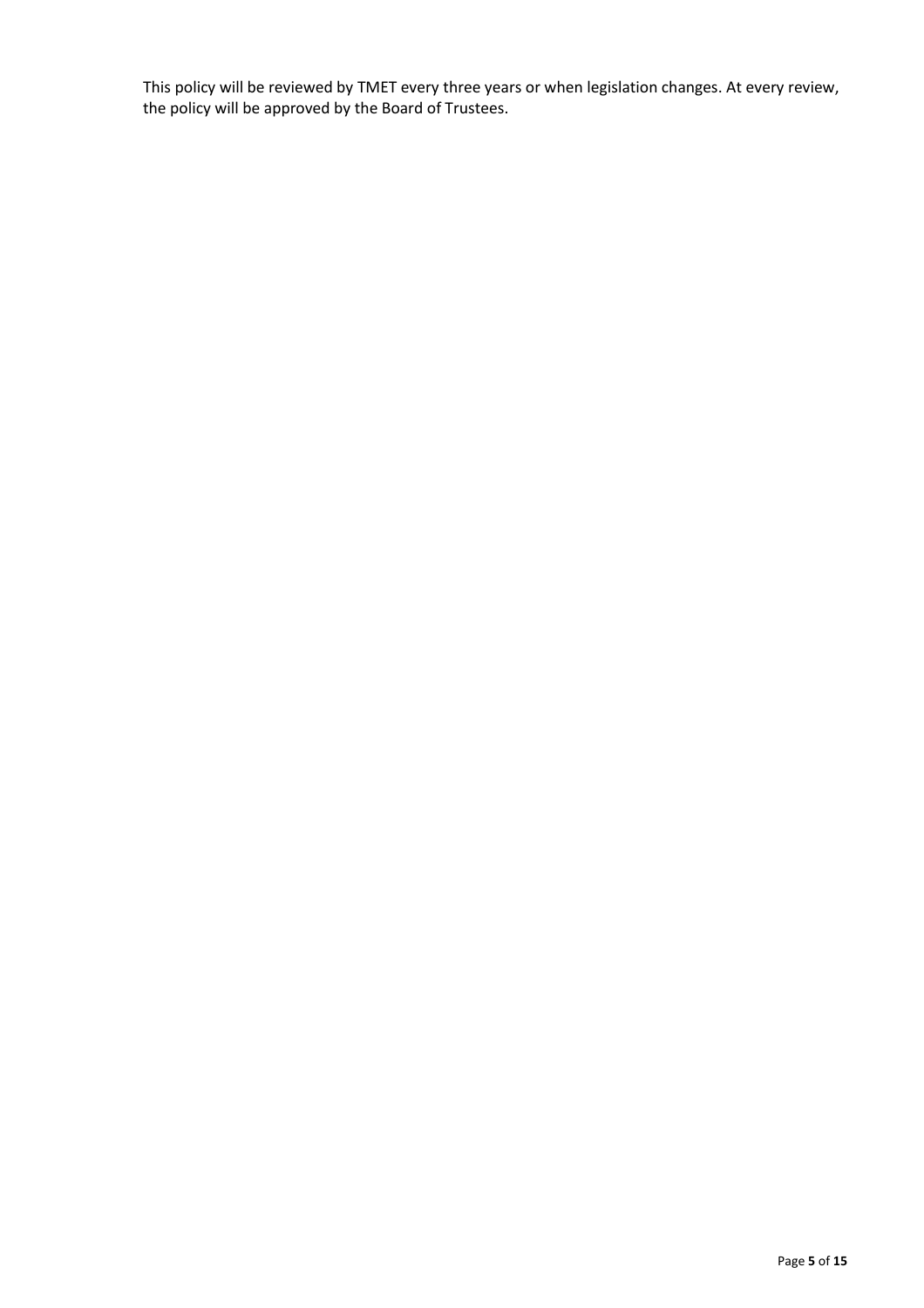This policy will be reviewed by TMET every three years or when legislation changes. At every review, the policy will be approved by the Board of Trustees.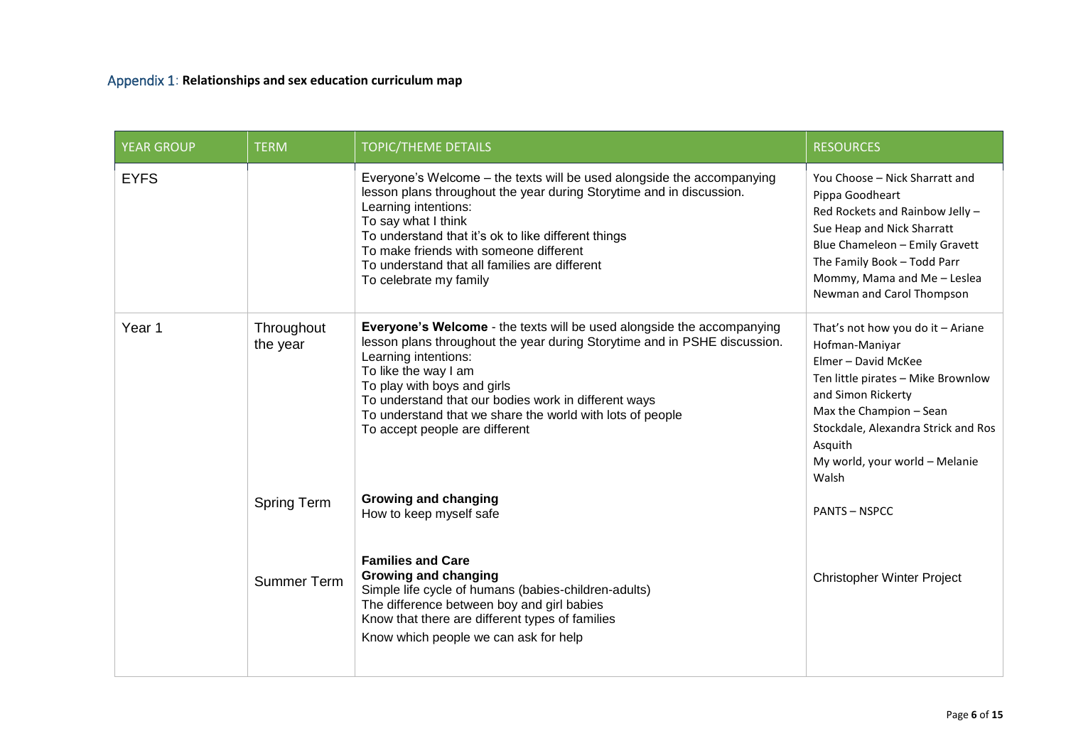## Appendix 1: **Relationships and sex education curriculum map**

| YEAR GROUP | TERM | TOPIC/THEME DETAILS | RESOURCES |
| --- | --- | --- | --- |
| EYFS | | Everyone's Welcome – the texts will be used alongside the accompanying lesson plans throughout the year during Storytime and in discussion.<br>Learning intentions:<br>To say what I think<br>To understand that it's ok to like different things<br>To make friends with someone different<br>To understand that all families are different<br>To celebrate my family | You Choose – Nick Sharratt and Pippa Goodheart<br>Red Rockets and Rainbow Jelly – Sue Heap and Nick Sharratt<br>Blue Chameleon – Emily Gravett<br>The Family Book – Todd Parr<br>Mommy, Mama and Me – Leslea Newman and Carol Thompson |
| Year 1 | Throughout the year | **Everyone's Welcome** - the texts will be used alongside the accompanying lesson plans throughout the year during Storytime and in PSHE discussion.<br>Learning intentions:<br>To like the way I am<br>To play with boys and girls<br>To understand that our bodies work in different ways<br>To understand that we share the world with lots of people<br>To accept people are different | That's not how you do it – Ariane Hofman-Maniyar<br>Elmer – David McKee<br>Ten little pirates – Mike Brownlow and Simon Rickerty<br>Max the Champion – Sean Stockdale, Alexandra Strick and Ros Asquith<br>My world, your world – Melanie Walsh |
| | Spring Term | **Growing and changing**<br>How to keep myself safe | PANTS – NSPCC |
| | Summer Term | **Families and Care**<br>**Growing and changing**<br>Simple life cycle of humans (babies-children-adults)<br>The difference between boy and girl babies<br>Know that there are different types of families<br>Know which people we can ask for help | Christopher Winter Project |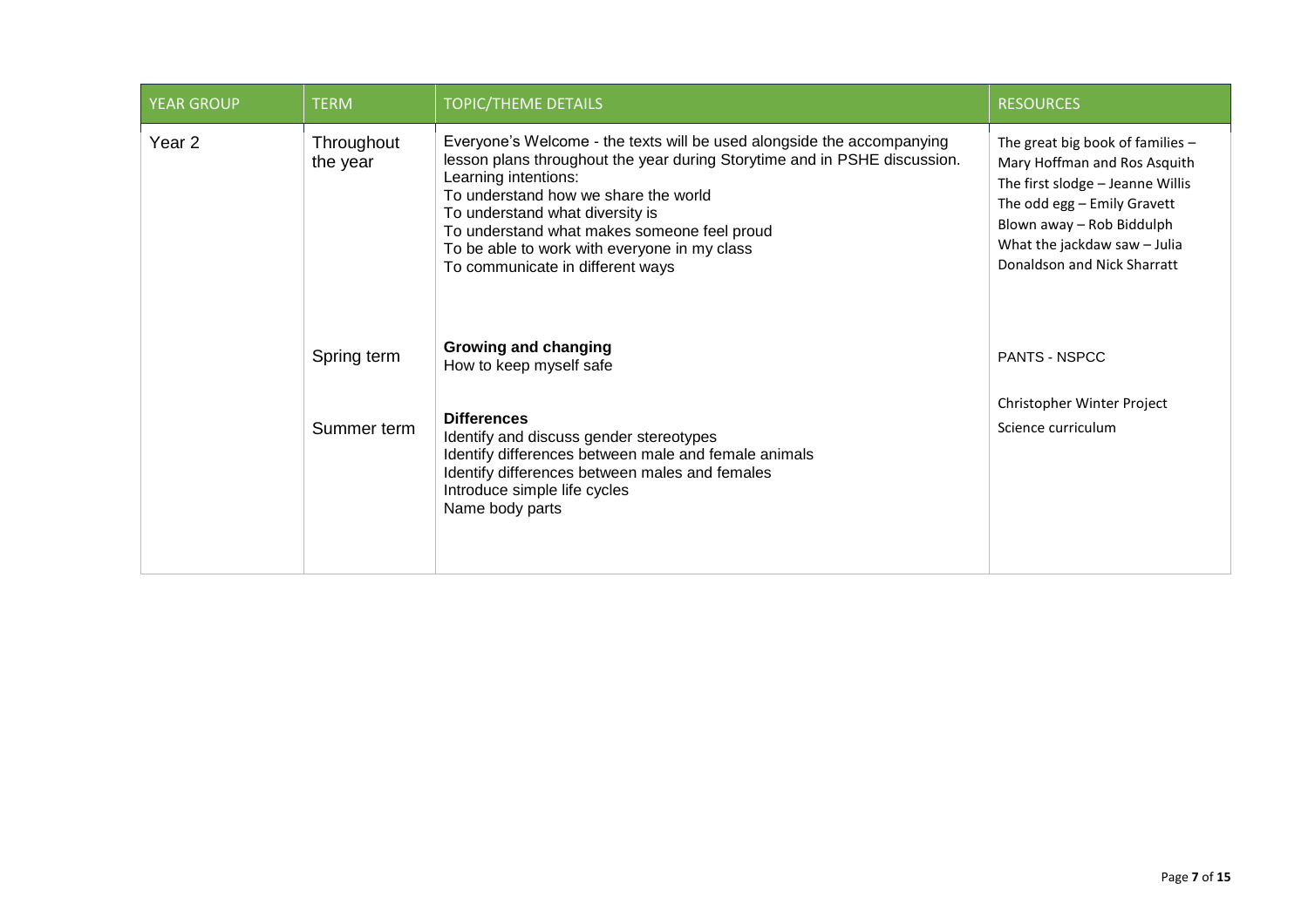| YEAR GROUP | TERM | TOPIC/THEME DETAILS | RESOURCES |
| --- | --- | --- | --- |
| Year 2 | Throughout the year | Everyone's Welcome - the texts will be used alongside the accompanying lesson plans throughout the year during Storytime and in PSHE discussion.<br>Learning intentions:<br>To understand how we share the world<br>To understand what diversity is<br>To understand what makes someone feel proud<br>To be able to work with everyone in my class<br>To communicate in different ways | The great big book of families – Mary Hoffman and Ros Asquith<br>The first slodge – Jeanne Willis<br>The odd egg – Emily Gravett<br>Blown away – Rob Biddulph<br>What the jackdaw saw – Julia Donaldson and Nick Sharratt |
| | Spring term | **Growing and changing**<br>How to keep myself safe | PANTS - NSPCC |
| | Summer term | **Differences**<br>Identify and discuss gender stereotypes<br>Identify differences between male and female animals<br>Identify differences between males and females<br>Introduce simple life cycles<br>Name body parts | Christopher Winter Project<br>Science curriculum |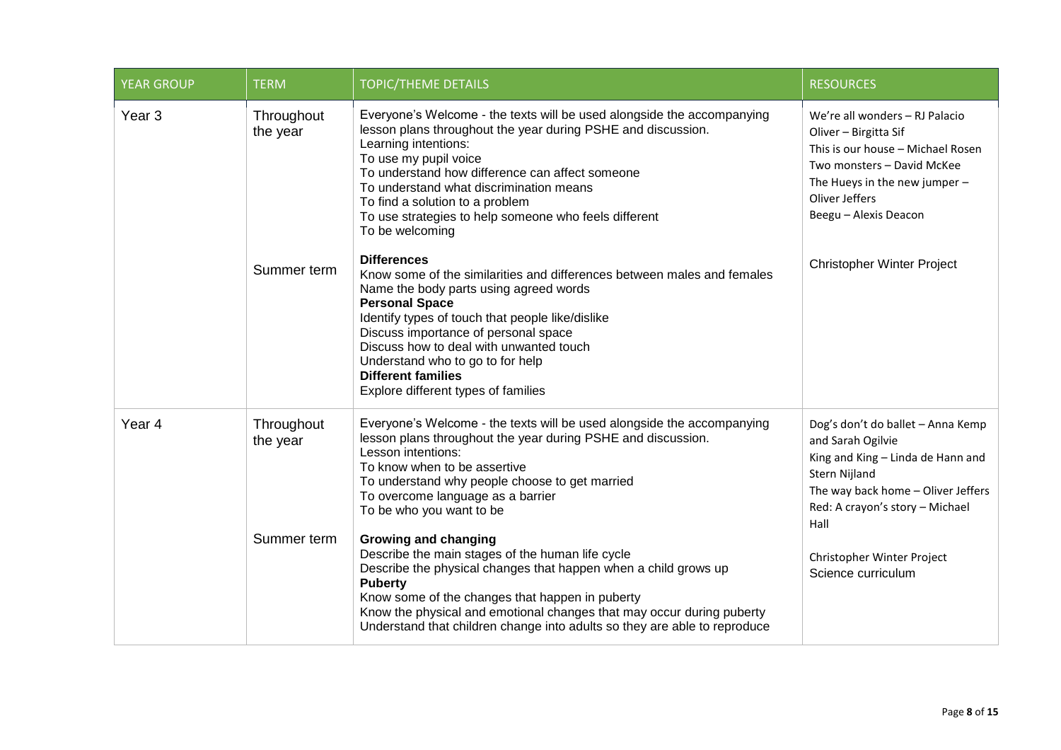| YEAR GROUP | TERM | TOPIC/THEME DETAILS | RESOURCES |
|---|---|---|---|
| Year 3 | Throughout the year | Everyone's Welcome - the texts will be used alongside the accompanying lesson plans throughout the year during PSHE and discussion.<br>Learning intentions:<br>To use my pupil voice<br>To understand how difference can affect someone<br>To understand what discrimination means<br>To find a solution to a problem<br>To use strategies to help someone who feels different<br>To be welcoming | We're all wonders – RJ Palacio<br>Oliver – Birgitta Sif<br>This is our house – Michael Rosen<br>Two monsters – David McKee<br>The Hueys in the new jumper – Oliver Jeffers<br>Beegu – Alexis Deacon |
| | Summer term | **Differences**<br>Know some of the similarities and differences between males and females<br>Name the body parts using agreed words<br>**Personal Space**<br>Identify types of touch that people like/dislike<br>Discuss importance of personal space<br>Discuss how to deal with unwanted touch<br>Understand who to go to for help<br>**Different families**<br>Explore different types of families | Christopher Winter Project |
| Year 4 | Throughout the year | Everyone's Welcome - the texts will be used alongside the accompanying lesson plans throughout the year during PSHE and discussion.<br>Lesson intentions:<br>To know when to be assertive<br>To understand why people choose to get married<br>To overcome language as a barrier<br>To be who you want to be | Dog's don't do ballet – Anna Kemp and Sarah Ogilvie<br>King and King – Linda de Hann and Stern Nijland<br>The way back home – Oliver Jeffers<br>Red: A crayon's story – Michael Hall |
| | Summer term | **Growing and changing**<br>Describe the main stages of the human life cycle<br>Describe the physical changes that happen when a child grows up<br>**Puberty**<br>Know some of the changes that happen in puberty<br>Know the physical and emotional changes that may occur during puberty<br>Understand that children change into adults so they are able to reproduce | Christopher Winter Project<br>Science curriculum |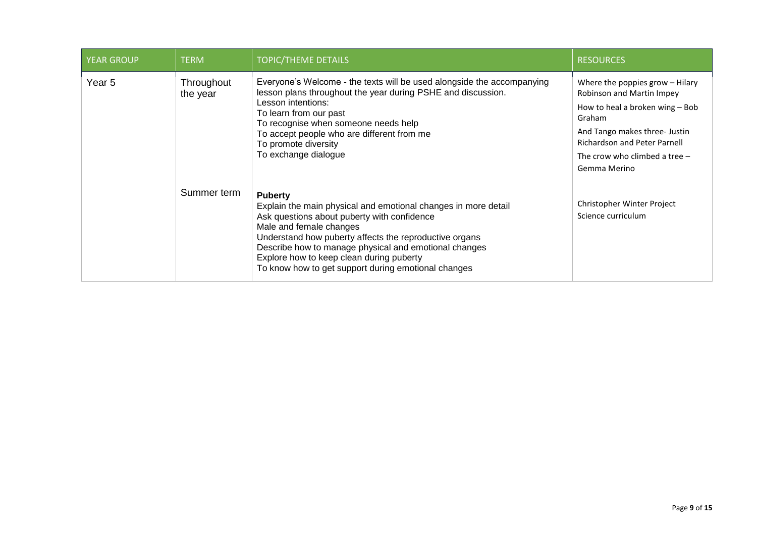| YEAR GROUP | TERM | TOPIC/THEME DETAILS | RESOURCES |
| --- | --- | --- | --- |
| Year 5 | Throughout the year | Everyone's Welcome - the texts will be used alongside the accompanying lesson plans throughout the year during PSHE and discussion.<br>Lesson intentions:<br>To learn from our past<br>To recognise when someone needs help<br>To accept people who are different from me<br>To promote diversity<br>To exchange dialogue | Where the poppies grow – Hilary Robinson and Martin Impey<br>How to heal a broken wing – Bob Graham<br>And Tango makes three- Justin Richardson and Peter Parnell<br>The crow who climbed a tree – Gemma Merino |
| | Summer term | **Puberty**<br>Explain the main physical and emotional changes in more detail<br>Ask questions about puberty with confidence<br>Male and female changes<br>Understand how puberty affects the reproductive organs<br>Describe how to manage physical and emotional changes<br>Explore how to keep clean during puberty<br>To know how to get support during emotional changes | Christopher Winter Project<br>Science curriculum |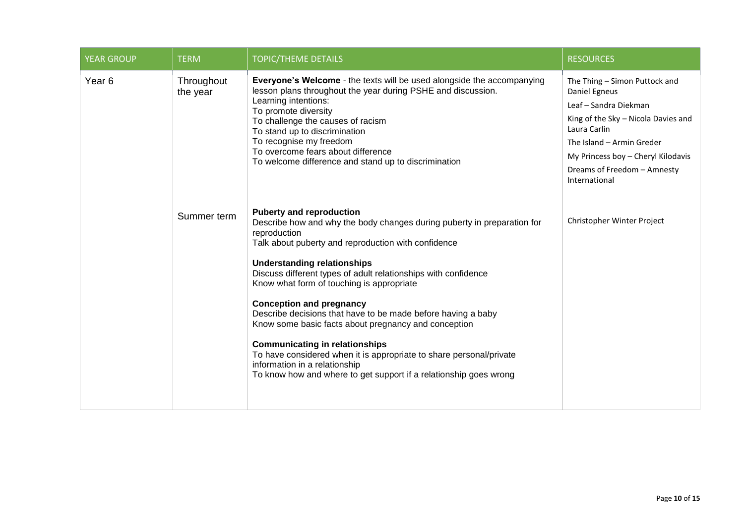| YEAR GROUP | TERM | TOPIC/THEME DETAILS | RESOURCES |
| --- | --- | --- | --- |
| Year 6 | Throughout the year | **Everyone's Welcome** - the texts will be used alongside the accompanying lesson plans throughout the year during PSHE and discussion.<br>Learning intentions:<br>To promote diversity<br>To challenge the causes of racism<br>To stand up to discrimination<br>To recognise my freedom<br>To overcome fears about difference<br>To welcome difference and stand up to discrimination | The Thing – Simon Puttock and Daniel Egneus<br>Leaf – Sandra Diekman<br>King of the Sky – Nicola Davies and Laura Carlin<br>The Island – Armin Greder<br>My Princess boy – Cheryl Kilodavis<br>Dreams of Freedom – Amnesty International |
| | Summer term | **Puberty and reproduction**<br>Describe how and why the body changes during puberty in preparation for reproduction<br>Talk about puberty and reproduction with confidence<br><br>**Understanding relationships**<br>Discuss different types of adult relationships with confidence<br>Know what form of touching is appropriate<br><br>**Conception and pregnancy**<br>Describe decisions that have to be made before having a baby<br>Know some basic facts about pregnancy and conception<br><br>**Communicating in relationships**<br>To have considered when it is appropriate to share personal/private information in a relationship<br>To know how and where to get support if a relationship goes wrong | Christopher Winter Project |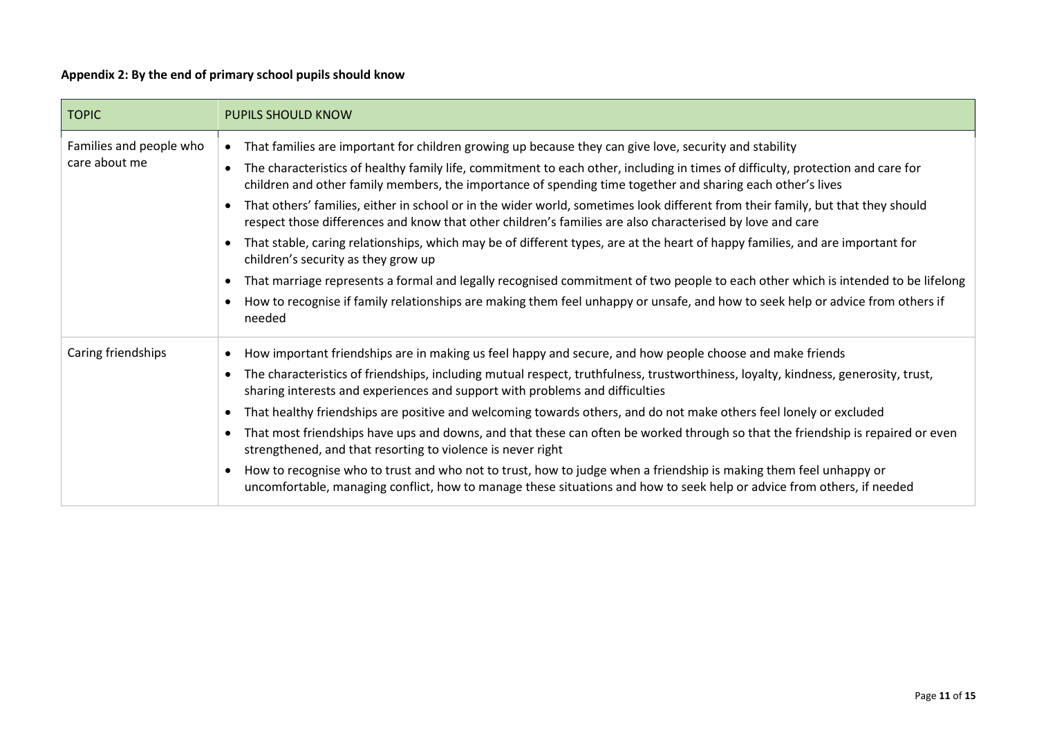**Appendix 2: By the end of primary school pupils should know**

| TOPIC | PUPILS SHOULD KNOW |
| --- | --- |
| Families and people who care about me | • That families are important for children growing up because they can give love, security and stability<br>• The characteristics of healthy family life, commitment to each other, including in times of difficulty, protection and care for children and other family members, the importance of spending time together and sharing each other's lives<br>• That others' families, either in school or in the wider world, sometimes look different from their family, but that they should respect those differences and know that other children's families are also characterised by love and care<br>• That stable, caring relationships, which may be of different types, are at the heart of happy families, and are important for children's security as they grow up<br>• That marriage represents a formal and legally recognised commitment of two people to each other which is intended to be lifelong<br>• How to recognise if family relationships are making them feel unhappy or unsafe, and how to seek help or advice from others if needed |
| Caring friendships | • How important friendships are in making us feel happy and secure, and how people choose and make friends<br>• The characteristics of friendships, including mutual respect, truthfulness, trustworthiness, loyalty, kindness, generosity, trust, sharing interests and experiences and support with problems and difficulties<br>• That healthy friendships are positive and welcoming towards others, and do not make others feel lonely or excluded<br>• That most friendships have ups and downs, and that these can often be worked through so that the friendship is repaired or even strengthened, and that resorting to violence is never right<br>• How to recognise who to trust and who not to trust, how to judge when a friendship is making them feel unhappy or uncomfortable, managing conflict, how to manage these situations and how to seek help or advice from others, if needed |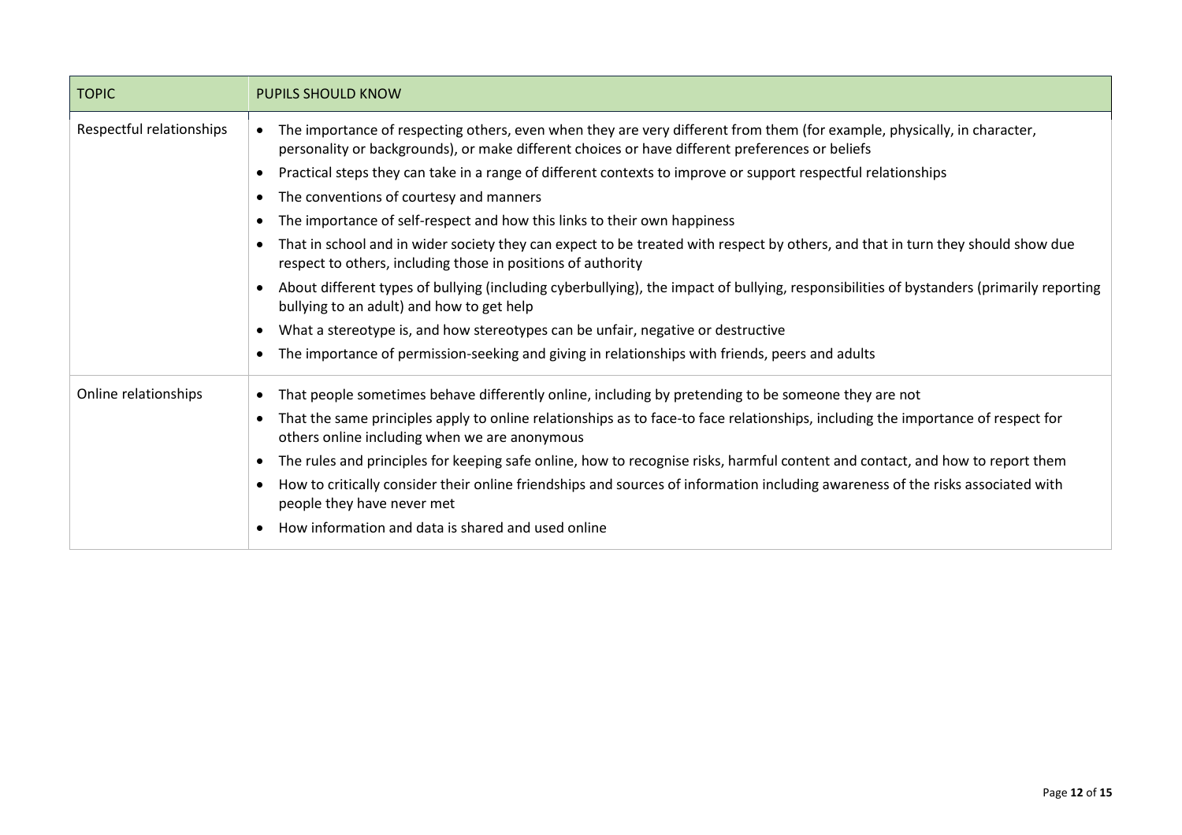| TOPIC | PUPILS SHOULD KNOW |
| --- | --- |
| Respectful relationships | • The importance of respecting others, even when they are very different from them (for example, physically, in character, personality or backgrounds), or make different choices or have different preferences or beliefs<br>• Practical steps they can take in a range of different contexts to improve or support respectful relationships<br>• The conventions of courtesy and manners<br>• The importance of self-respect and how this links to their own happiness<br>• That in school and in wider society they can expect to be treated with respect by others, and that in turn they should show due respect to others, including those in positions of authority<br>• About different types of bullying (including cyberbullying), the impact of bullying, responsibilities of bystanders (primarily reporting bullying to an adult) and how to get help<br>• What a stereotype is, and how stereotypes can be unfair, negative or destructive<br>• The importance of permission-seeking and giving in relationships with friends, peers and adults |
| Online relationships | • That people sometimes behave differently online, including by pretending to be someone they are not<br>• That the same principles apply to online relationships as to face-to face relationships, including the importance of respect for others online including when we are anonymous<br>• The rules and principles for keeping safe online, how to recognise risks, harmful content and contact, and how to report them<br>• How to critically consider their online friendships and sources of information including awareness of the risks associated with people they have never met<br>• How information and data is shared and used online |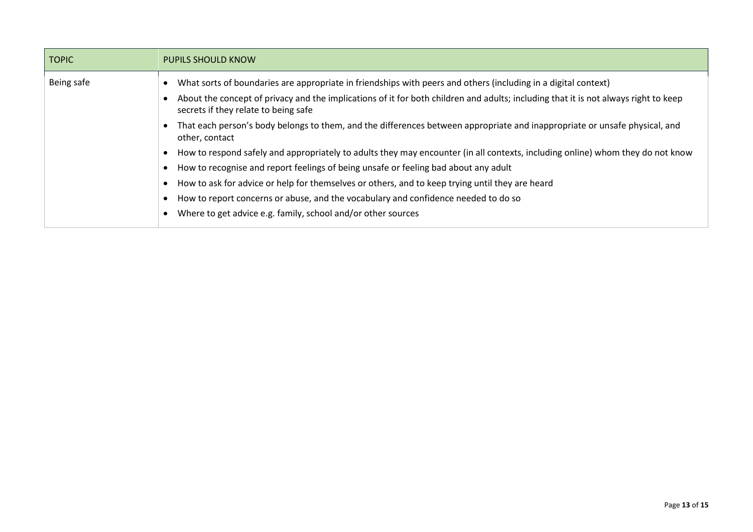| TOPIC | PUPILS SHOULD KNOW |
|---|---|
| Being safe | • What sorts of boundaries are appropriate in friendships with peers and others (including in a digital context)<br>• About the concept of privacy and the implications of it for both children and adults; including that it is not always right to keep secrets if they relate to being safe<br>• That each person's body belongs to them, and the differences between appropriate and inappropriate or unsafe physical, and other, contact<br>• How to respond safely and appropriately to adults they may encounter (in all contexts, including online) whom they do not know<br>• How to recognise and report feelings of being unsafe or feeling bad about any adult<br>• How to ask for advice or help for themselves or others, and to keep trying until they are heard<br>• How to report concerns or abuse, and the vocabulary and confidence needed to do so<br>• Where to get advice e.g. family, school and/or other sources |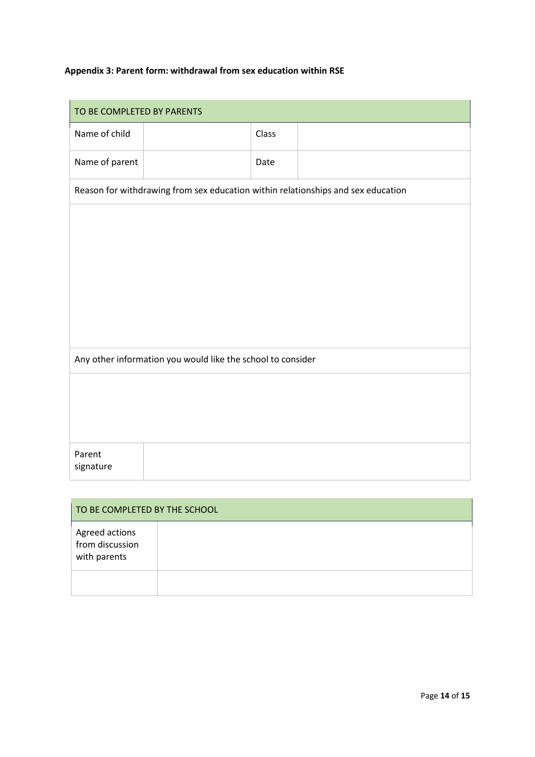**Appendix 3: Parent form: withdrawal from sex education within RSE**

| TO BE COMPLETED BY PARENTS | | | |
|---|---|---|---|
| Name of child | | Class | |
| Name of parent | | Date | |
| Reason for withdrawing from sex education within relationships and sex education | | | |
| | | | |
| Any other information you would like the school to consider | | | |
| | | | |
| Parent signature | | | |

| TO BE COMPLETED BY THE SCHOOL | |
|---|---|
| Agreed actions from discussion with parents | |
| | |